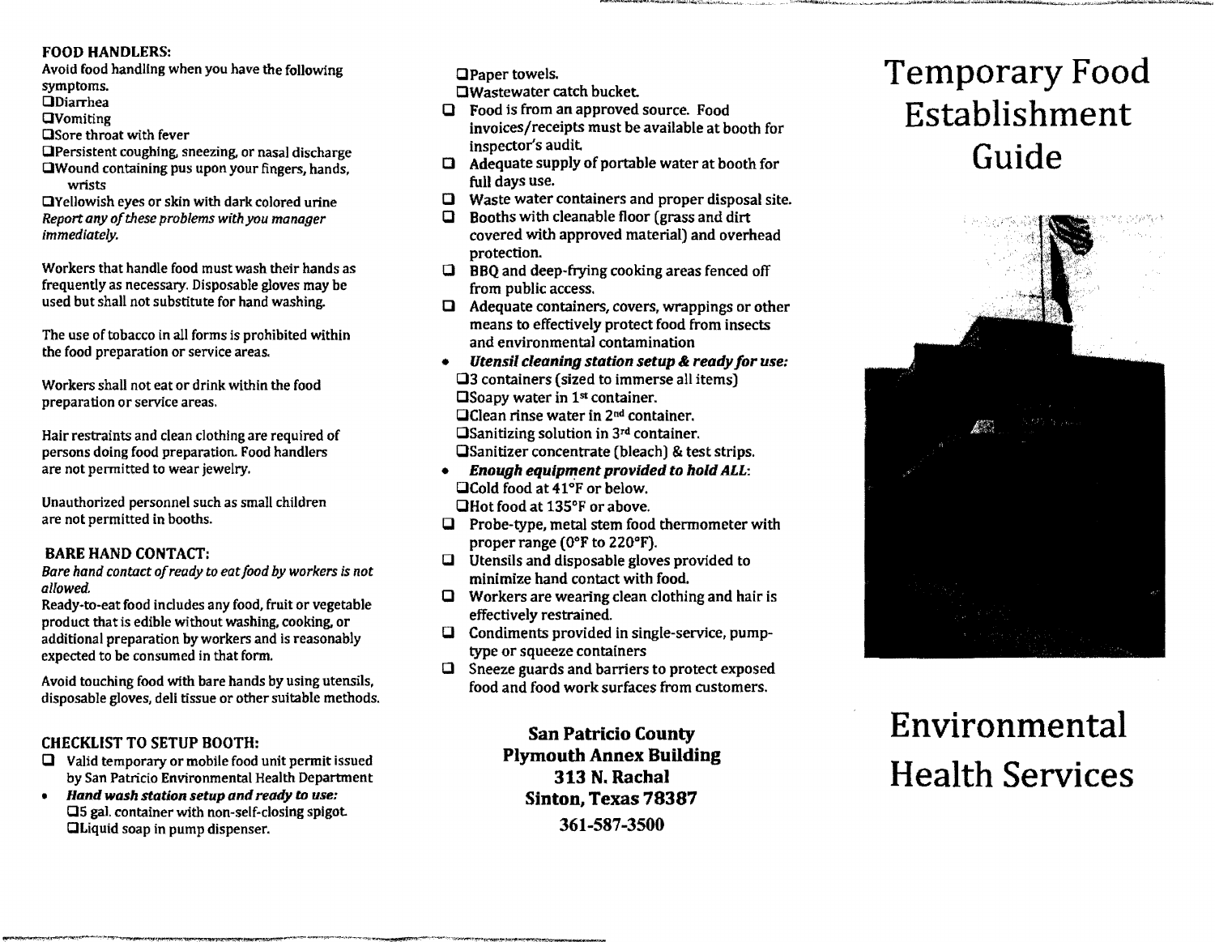## FOOD HANDLERS:

Avoid food handling when you have the following symptoms.

- ☐Diarrhea
- ☐Vomiting
- ☐Sore throat with fever
- ☐Persistent coughing, sneezing, or nasal discharge
- ☐Wound containing pus upon your fingers, hands, wrists
- ☐Yellowish eyes or skin with dark colored urine

*Report any of these problems with you manager immediately.*

Workers that handle food must wash their hands as frequently as necessary. Disposable gloves may be used but shall not substitute for hand washing.

The use of tobacco in all forms is prohibited within the food preparation or service areas.

Workers shall not eat or drink within the food preparation or service areas.

Hair restraints and clean clothing are required of persons doing food preparation. Food handlers are not permitted to wear jewelry.

Unauthorized personnel such as small children are not permitted in booths.

## BARE HAND CONTACT:

*Bare hand contact of ready to eat food by workers is not allowed.*

Ready-to-eat food includes any food, fruit or vegetable product that is edible without washing, cooking, or additional preparation by workers and is reasonably expected to be consumed in that form.

Avoid touching food with bare hands by using utensils, disposable gloves, deli tissue or other suitable methods.

## CHECKLIST TO SETUP BOOTH:

- ☐ Valid temporary or mobile food unit permit issued by San Patricio Environmental Health Department
- ***Hand wash station setup and ready to use:***
  - ☐5 gal. container with non-self-closing spigot.
  - ☐Liquid soap in pump dispenser.
  - ☐Paper towels.
  - ☐Wastewater catch bucket.
- ☐ Food is from an approved source. Food invoices/receipts must be available at booth for inspector's audit.
- ☐ Adequate supply of portable water at booth for full days use.
- ☐ Waste water containers and proper disposal site.
- ☐ Booths with cleanable floor (grass and dirt covered with approved material) and overhead protection.
- ☐ BBQ and deep-frying cooking areas fenced off from public access.
- ☐ Adequate containers, covers, wrappings or other means to effectively protect food from insects and environmental contamination
- ***Utensil cleaning station setup & ready for use:***
  - ☐3 containers (sized to immerse all items)
  - ☐Soapy water in 1st container.
  - ☐Clean rinse water in 2nd container.
  - ☐Sanitizing solution in 3rd container.
  - ☐Sanitizer concentrate (bleach) & test strips.
- ***Enough equipment provided to hold ALL:***
  - ☐Cold food at 41°F or below.
  - ☐Hot food at 135°F or above.
- ☐ Probe-type, metal stem food thermometer with proper range (0°F to 220°F).
- ☐ Utensils and disposable gloves provided to minimize hand contact with food.
- ☐ Workers are wearing clean clothing and hair is effectively restrained.
- ☐ Condiments provided in single-service, pump-type or squeeze containers
- ☐ Sneeze guards and barriers to protect exposed food and food work surfaces from customers.

**San Patricio County**
**Plymouth Annex Building**
**313 N. Rachal**
**Sinton, Texas 78387**
**361-587-3500**

# Temporary Food Establishment Guide

# Environmental Health Services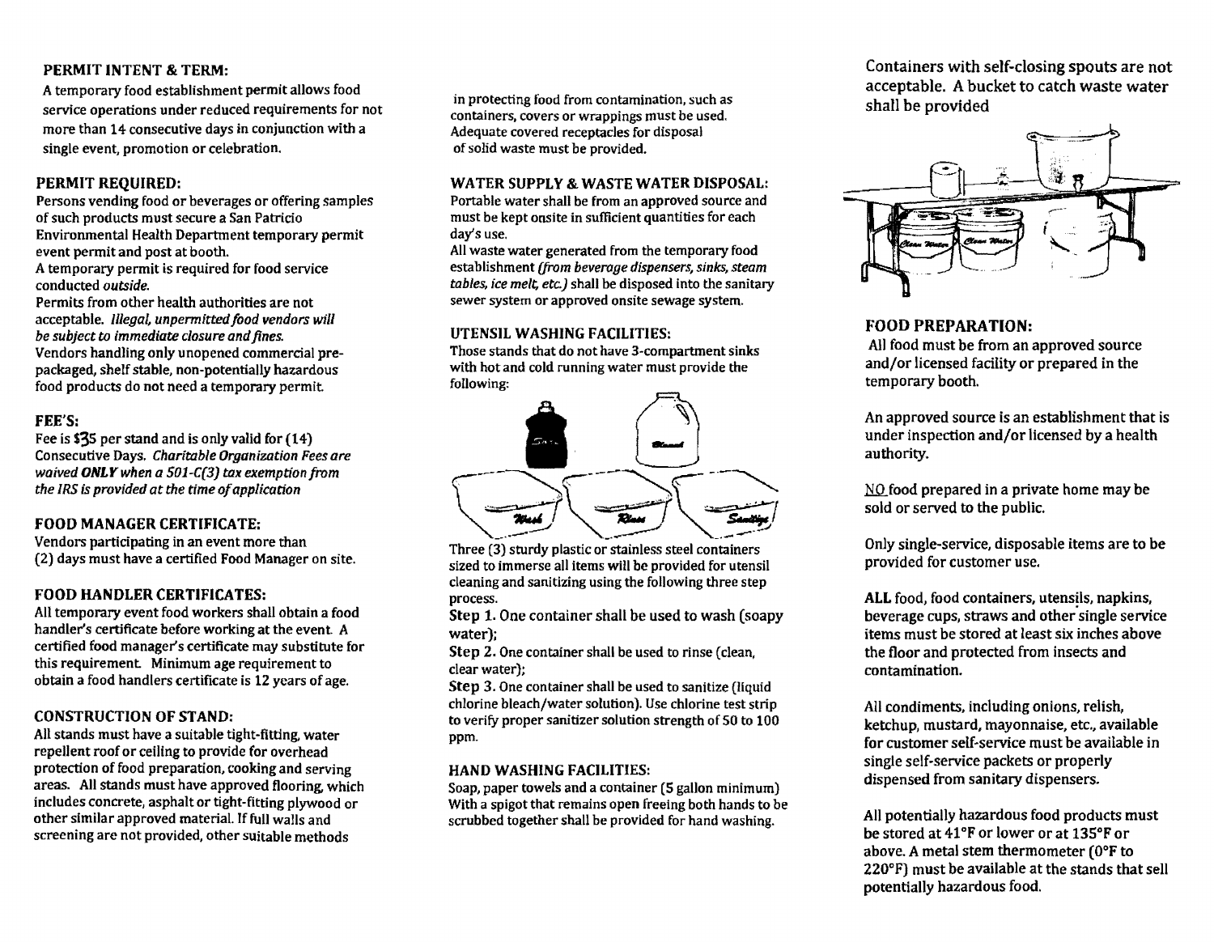## PERMIT INTENT & TERM:

A temporary food establishment permit allows food service operations under reduced requirements for not more than 14 consecutive days in conjunction with a single event, promotion or celebration.

## PERMIT REQUIRED:

Persons vending food or beverages or offering samples of such products must secure a San Patricio Environmental Health Department temporary permit event permit and post at booth.

A temporary permit is required for food service conducted *outside.*

Permits from other health authorities are not acceptable. *Illegal, unpermitted food vendors will be subject to immediate closure and fines.*

Vendors handling only unopened commercial pre-packaged, shelf stable, non-potentially hazardous food products do not need a temporary permit.

## FEE'S:

Fee is $35 per stand and is only valid for (14) Consecutive Days. *Charitable Organization Fees are waived **ONLY** when a 501-C(3) tax exemption from the IRS is provided at the time of application*

## FOOD MANAGER CERTIFICATE:

Vendors participating in an event more than (2) days must have a certified Food Manager on site.

## FOOD HANDLER CERTIFICATES:

All temporary event food workers shall obtain a food handler's certificate before working at the event. A certified food manager's certificate may substitute for this requirement. Minimum age requirement to obtain a food handlers certificate is 12 years of age.

## CONSTRUCTION OF STAND:

All stands must have a suitable tight-fitting, water repellent roof or ceiling to provide for overhead protection of food preparation, cooking and serving areas. All stands must have approved flooring, which includes concrete, asphalt or tight-fitting plywood or other similar approved material. If full walls and screening are not provided, other suitable methods in protecting food from contamination, such as containers, covers or wrappings must be used. Adequate covered receptacles for disposal of solid waste must be provided.

## WATER SUPPLY & WASTE WATER DISPOSAL:

Portable water shall be from an approved source and must be kept onsite in sufficient quantities for each day's use.

All waste water generated from the temporary food establishment *(from beverage dispensers, sinks, steam tables, ice melt, etc.)* shall be disposed into the sanitary sewer system or approved onsite sewage system.

## UTENSIL WASHING FACILITIES:

Those stands that do not have 3-compartment sinks with hot and cold running water must provide the following:

Soap
Bleach
Wash
Rinse
Sanitize

Three (3) sturdy plastic or stainless steel containers sized to immerse all items will be provided for utensil cleaning and sanitizing using the following three step process.

**Step 1.** One container shall be used to wash (soapy water);

**Step 2.** One container shall be used to rinse (clean, clear water);

**Step 3.** One container shall be used to sanitize (liquid chlorine bleach/water solution). Use chlorine test strip to verify proper sanitizer solution strength of 50 to 100 ppm.

## HAND WASHING FACILITIES:

Soap, paper towels and a container (5 gallon minimum) With a spigot that remains open freeing both hands to be scrubbed together shall be provided for hand washing.

Containers with self-closing spouts are not acceptable. A bucket to catch waste water shall be provided

Clean Water
Clean Water

## FOOD PREPARATION:

All food must be from an approved source and/or licensed facility or prepared in the temporary booth.

An approved source is an establishment that is under inspection and/or licensed by a health authority.

NO food prepared in a private home may be sold or served to the public.

Only single-service, disposable items are to be provided for customer use.

**ALL** food, food containers, utensils, napkins, beverage cups, straws and other single service items must be stored at least six inches above the floor and protected from insects and contamination.

All condiments, including onions, relish, ketchup, mustard, mayonnaise, etc., available for customer self-service must be available in single self-service packets or properly dispensed from sanitary dispensers.

All potentially hazardous food products must be stored at 41°F or lower or at 135°F or above. A metal stem thermometer (0°F to 220°F) must be available at the stands that sell potentially hazardous food.